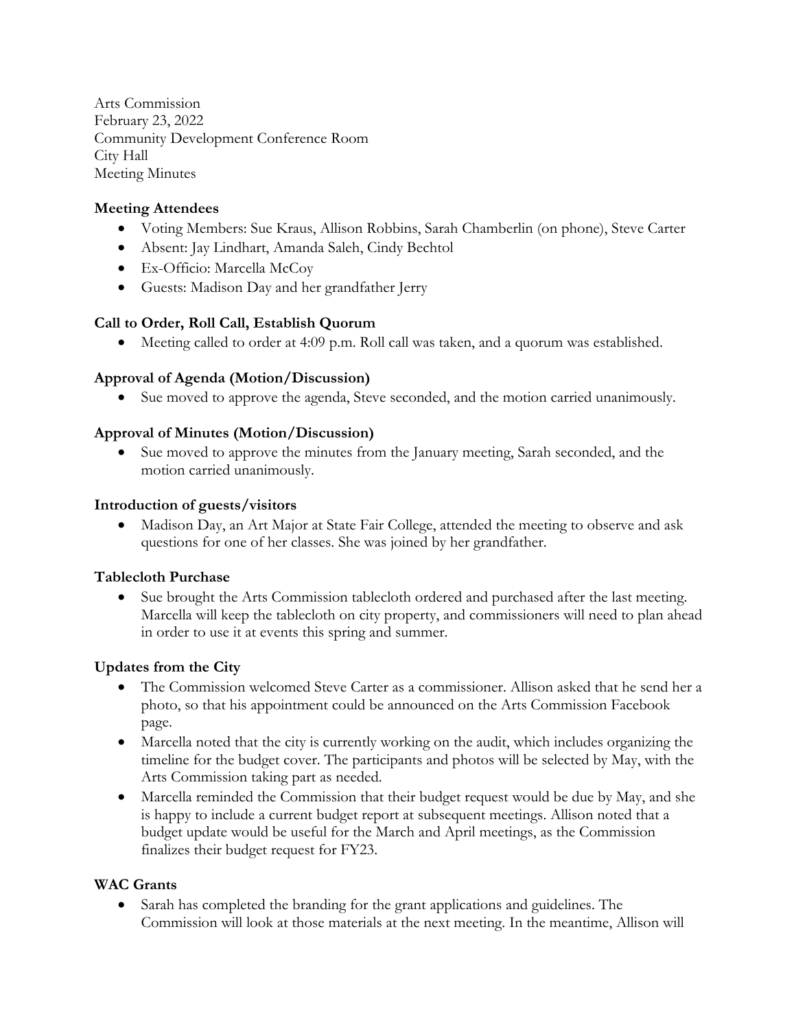Arts Commission
February 23, 2022
Community Development Conference Room
City Hall
Meeting Minutes

**Meeting Attendees**

- Voting Members: Sue Kraus, Allison Robbins, Sarah Chamberlin (on phone), Steve Carter
- Absent: Jay Lindhart, Amanda Saleh, Cindy Bechtol
- Ex-Officio: Marcella McCoy
- Guests: Madison Day and her grandfather Jerry

**Call to Order, Roll Call, Establish Quorum**

- Meeting called to order at 4:09 p.m. Roll call was taken, and a quorum was established.

**Approval of Agenda (Motion/Discussion)**

- Sue moved to approve the agenda, Steve seconded, and the motion carried unanimously.

**Approval of Minutes (Motion/Discussion)**

- Sue moved to approve the minutes from the January meeting, Sarah seconded, and the motion carried unanimously.

**Introduction of guests/visitors**

- Madison Day, an Art Major at State Fair College, attended the meeting to observe and ask questions for one of her classes. She was joined by her grandfather.

**Tablecloth Purchase**

- Sue brought the Arts Commission tablecloth ordered and purchased after the last meeting. Marcella will keep the tablecloth on city property, and commissioners will need to plan ahead in order to use it at events this spring and summer.

**Updates from the City**

- The Commission welcomed Steve Carter as a commissioner. Allison asked that he send her a photo, so that his appointment could be announced on the Arts Commission Facebook page.
- Marcella noted that the city is currently working on the audit, which includes organizing the timeline for the budget cover. The participants and photos will be selected by May, with the Arts Commission taking part as needed.
- Marcella reminded the Commission that their budget request would be due by May, and she is happy to include a current budget report at subsequent meetings. Allison noted that a budget update would be useful for the March and April meetings, as the Commission finalizes their budget request for FY23.

**WAC Grants**

- Sarah has completed the branding for the grant applications and guidelines. The Commission will look at those materials at the next meeting. In the meantime, Allison will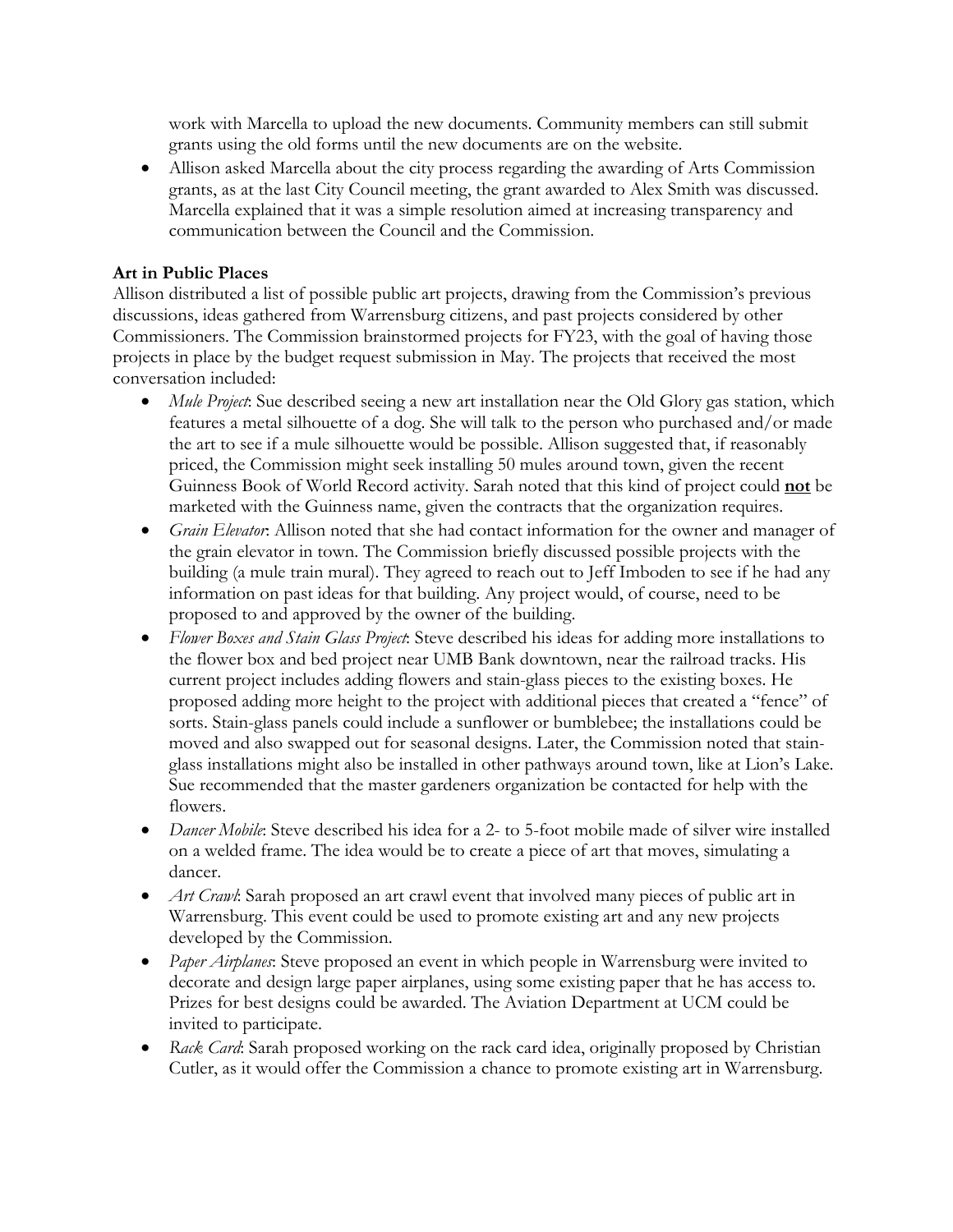work with Marcella to upload the new documents. Community members can still submit grants using the old forms until the new documents are on the website.

- Allison asked Marcella about the city process regarding the awarding of Arts Commission grants, as at the last City Council meeting, the grant awarded to Alex Smith was discussed. Marcella explained that it was a simple resolution aimed at increasing transparency and communication between the Council and the Commission.

**Art in Public Places**

Allison distributed a list of possible public art projects, drawing from the Commission's previous discussions, ideas gathered from Warrensburg citizens, and past projects considered by other Commissioners. The Commission brainstormed projects for FY23, with the goal of having those projects in place by the budget request submission in May. The projects that received the most conversation included:

- *Mule Project*: Sue described seeing a new art installation near the Old Glory gas station, which features a metal silhouette of a dog. She will talk to the person who purchased and/or made the art to see if a mule silhouette would be possible. Allison suggested that, if reasonably priced, the Commission might seek installing 50 mules around town, given the recent Guinness Book of World Record activity. Sarah noted that this kind of project could **not** be marketed with the Guinness name, given the contracts that the organization requires.
- *Grain Elevator*: Allison noted that she had contact information for the owner and manager of the grain elevator in town. The Commission briefly discussed possible projects with the building (a mule train mural). They agreed to reach out to Jeff Imboden to see if he had any information on past ideas for that building. Any project would, of course, need to be proposed to and approved by the owner of the building.
- *Flower Boxes and Stain Glass Project*: Steve described his ideas for adding more installations to the flower box and bed project near UMB Bank downtown, near the railroad tracks. His current project includes adding flowers and stain-glass pieces to the existing boxes. He proposed adding more height to the project with additional pieces that created a "fence" of sorts. Stain-glass panels could include a sunflower or bumblebee; the installations could be moved and also swapped out for seasonal designs. Later, the Commission noted that stain-glass installations might also be installed in other pathways around town, like at Lion's Lake. Sue recommended that the master gardeners organization be contacted for help with the flowers.
- *Dancer Mobile*: Steve described his idea for a 2- to 5-foot mobile made of silver wire installed on a welded frame. The idea would be to create a piece of art that moves, simulating a dancer.
- *Art Crawl*: Sarah proposed an art crawl event that involved many pieces of public art in Warrensburg. This event could be used to promote existing art and any new projects developed by the Commission.
- *Paper Airplanes*: Steve proposed an event in which people in Warrensburg were invited to decorate and design large paper airplanes, using some existing paper that he has access to. Prizes for best designs could be awarded. The Aviation Department at UCM could be invited to participate.
- *Rack Card*: Sarah proposed working on the rack card idea, originally proposed by Christian Cutler, as it would offer the Commission a chance to promote existing art in Warrensburg.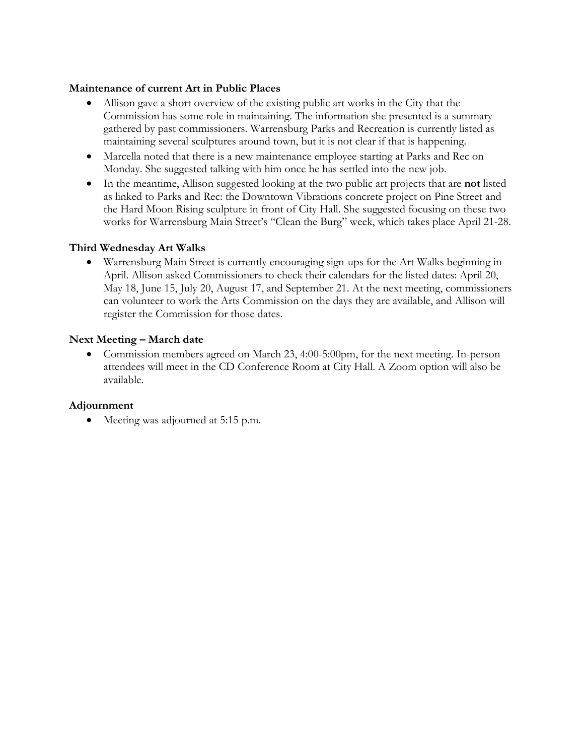**Maintenance of current Art in Public Places**

- Allison gave a short overview of the existing public art works in the City that the Commission has some role in maintaining. The information she presented is a summary gathered by past commissioners. Warrensburg Parks and Recreation is currently listed as maintaining several sculptures around town, but it is not clear if that is happening.
- Marcella noted that there is a new maintenance employee starting at Parks and Rec on Monday. She suggested talking with him once he has settled into the new job.
- In the meantime, Allison suggested looking at the two public art projects that are **not** listed as linked to Parks and Rec: the Downtown Vibrations concrete project on Pine Street and the Hard Moon Rising sculpture in front of City Hall. She suggested focusing on these two works for Warrensburg Main Street's "Clean the Burg" week, which takes place April 21-28.

**Third Wednesday Art Walks**

- Warrensburg Main Street is currently encouraging sign-ups for the Art Walks beginning in April. Allison asked Commissioners to check their calendars for the listed dates: April 20, May 18, June 15, July 20, August 17, and September 21. At the next meeting, commissioners can volunteer to work the Arts Commission on the days they are available, and Allison will register the Commission for those dates.

**Next Meeting – March date**

- Commission members agreed on March 23, 4:00-5:00pm, for the next meeting. In-person attendees will meet in the CD Conference Room at City Hall. A Zoom option will also be available.

**Adjournment**

- Meeting was adjourned at 5:15 p.m.